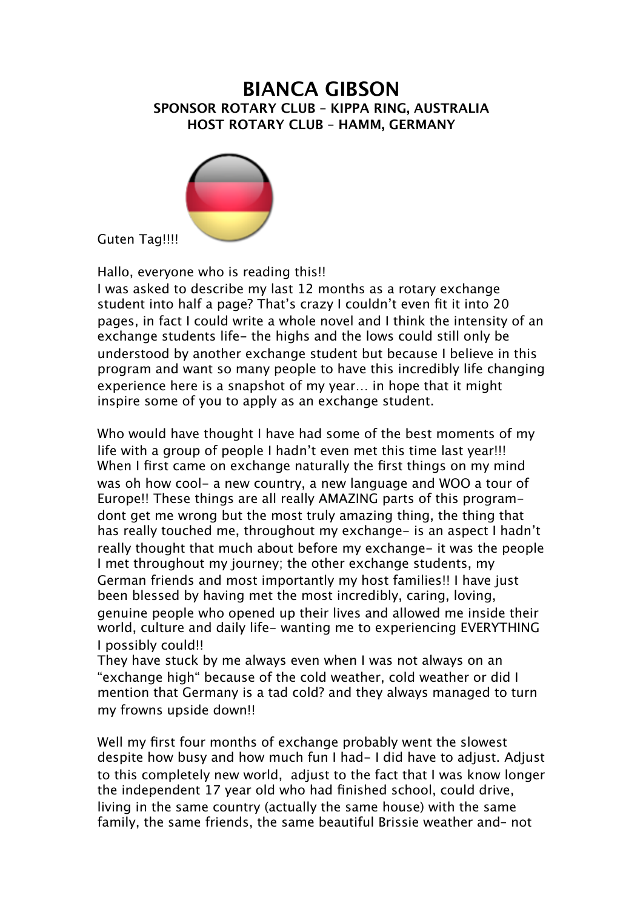# BIANCA GIBSON

**SPONSOR ROTARY CLUB – KIPPA RING, AUSTRALIA**
**HOST ROTARY CLUB – HAMM, GERMANY**

Guten Tag!!!!

Hallo, everyone who is reading this!!
I was asked to describe my last 12 months as a rotary exchange student into half a page? That's crazy I couldn't even fit it into 20 pages, in fact I could write a whole novel and I think the intensity of an exchange students life- the highs and the lows could still only be understood by another exchange student but because I believe in this program and want so many people to have this incredibly life changing experience here is a snapshot of my year… in hope that it might inspire some of you to apply as an exchange student.

Who would have thought I have had some of the best moments of my life with a group of people I hadn't even met this time last year!!! When I first came on exchange naturally the first things on my mind was oh how cool- a new country, a new language and WOO a tour of Europe!! These things are all really AMAZING parts of this program- dont get me wrong but the most truly amazing thing, the thing that has really touched me, throughout my exchange- is an aspect I hadn't really thought that much about before my exchange- it was the people I met throughout my journey; the other exchange students, my German friends and most importantly my host families!! I have just been blessed by having met the most incredibly, caring, loving, genuine people who opened up their lives and allowed me inside their world, culture and daily life- wanting me to experiencing EVERYTHING I possibly could!!
They have stuck by me always even when I was not always on an "exchange high" because of the cold weather, cold weather or did I mention that Germany is a tad cold? and they always managed to turn my frowns upside down!!

Well my first four months of exchange probably went the slowest despite how busy and how much fun I had- I did have to adjust. Adjust to this completely new world, adjust to the fact that I was know longer the independent 17 year old who had finished school, could drive, living in the same country (actually the same house) with the same family, the same friends, the same beautiful Brissie weather and– not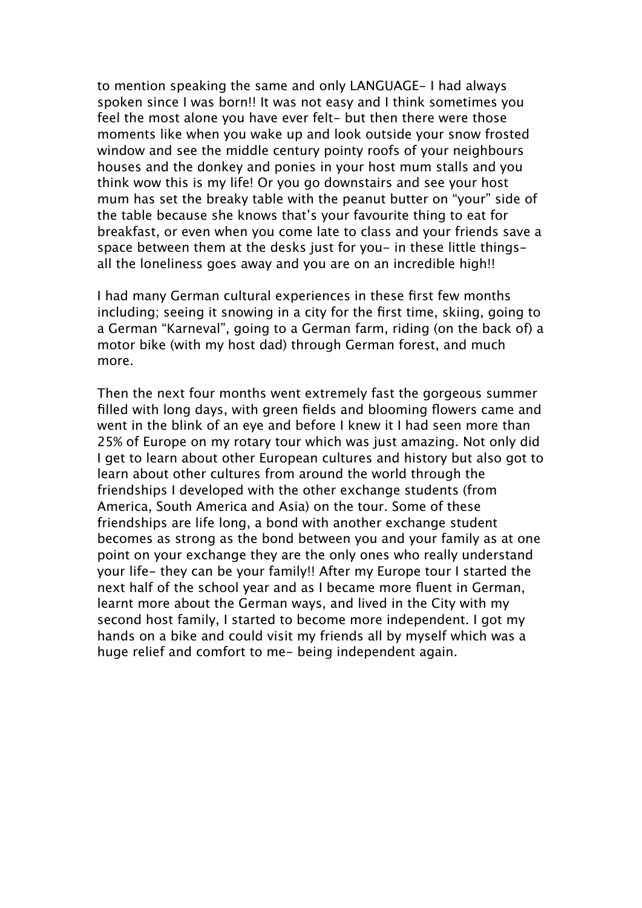to mention speaking the same and only LANGUAGE- I had always spoken since I was born!! It was not easy and I think sometimes you feel the most alone you have ever felt- but then there were those moments like when you wake up and look outside your snow frosted window and see the middle century pointy roofs of your neighbours houses and the donkey and ponies in your host mum stalls and you think wow this is my life! Or you go downstairs and see your host mum has set the breaky table with the peanut butter on "your" side of the table because she knows that's your favourite thing to eat for breakfast, or even when you come late to class and your friends save a space between them at the desks just for you- in these little things- all the loneliness goes away and you are on an incredible high!!

I had many German cultural experiences in these first few months including; seeing it snowing in a city for the first time, skiing, going to a German "Karneval", going to a German farm, riding (on the back of) a motor bike (with my host dad) through German forest, and much more.

Then the next four months went extremely fast the gorgeous summer filled with long days, with green fields and blooming flowers came and went in the blink of an eye and before I knew it I had seen more than 25% of Europe on my rotary tour which was just amazing. Not only did I get to learn about other European cultures and history but also got to learn about other cultures from around the world through the friendships I developed with the other exchange students (from America, South America and Asia) on the tour. Some of these friendships are life long, a bond with another exchange student becomes as strong as the bond between you and your family as at one point on your exchange they are the only ones who really understand your life- they can be your family!! After my Europe tour I started the next half of the school year and as I became more fluent in German, learnt more about the German ways, and lived in the City with my second host family, I started to become more independent. I got my hands on a bike and could visit my friends all by myself which was a huge relief and comfort to me- being independent again.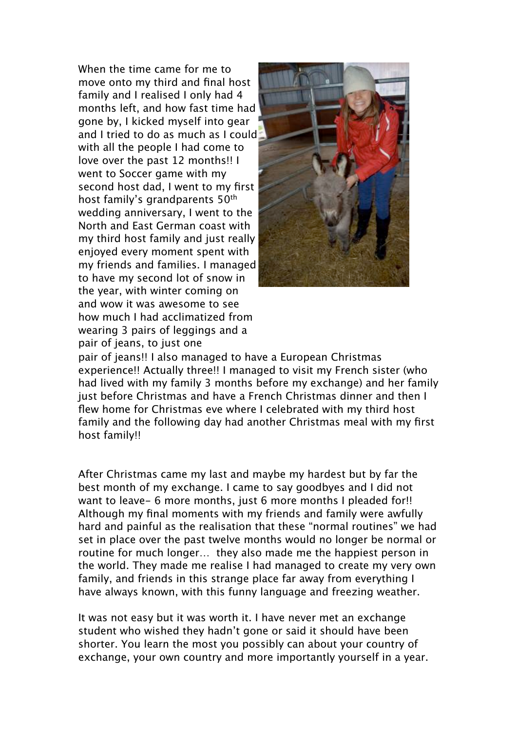When the time came for me to move onto my third and final host family and I realised I only had 4 months left, and how fast time had gone by, I kicked myself into gear and I tried to do as much as I could with all the people I had come to love over the past 12 months!! I went to Soccer game with my second host dad, I went to my first host family's grandparents 50th wedding anniversary, I went to the North and East German coast with my third host family and just really enjoyed every moment spent with my friends and families. I managed to have my second lot of snow in the year, with winter coming on and wow it was awesome to see how much I had acclimatized from wearing 3 pairs of leggings and a pair of jeans, to just one pair of jeans!! I also managed to have a European Christmas experience!! Actually three!! I managed to visit my French sister (who had lived with my family 3 months before my exchange) and her family just before Christmas and have a French Christmas dinner and then I flew home for Christmas eve where I celebrated with my third host family and the following day had another Christmas meal with my first host family!!

After Christmas came my last and maybe my hardest but by far the best month of my exchange. I came to say goodbyes and I did not want to leave- 6 more months, just 6 more months I pleaded for!! Although my final moments with my friends and family were awfully hard and painful as the realisation that these "normal routines" we had set in place over the past twelve months would no longer be normal or routine for much longer… they also made me the happiest person in the world. They made me realise I had managed to create my very own family, and friends in this strange place far away from everything I have always known, with this funny language and freezing weather.

It was not easy but it was worth it. I have never met an exchange student who wished they hadn't gone or said it should have been shorter. You learn the most you possibly can about your country of exchange, your own country and more importantly yourself in a year.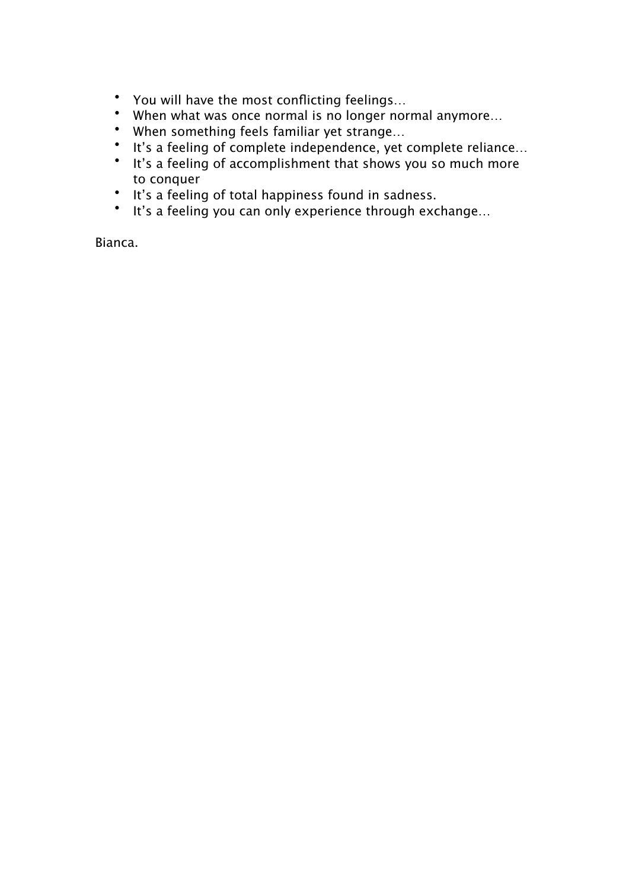- You will have the most conflicting feelings…
- When what was once normal is no longer normal anymore…
- When something feels familiar yet strange…
- It's a feeling of complete independence, yet complete reliance…
- It's a feeling of accomplishment that shows you so much more to conquer
- It's a feeling of total happiness found in sadness.
- It's a feeling you can only experience through exchange…

Bianca.